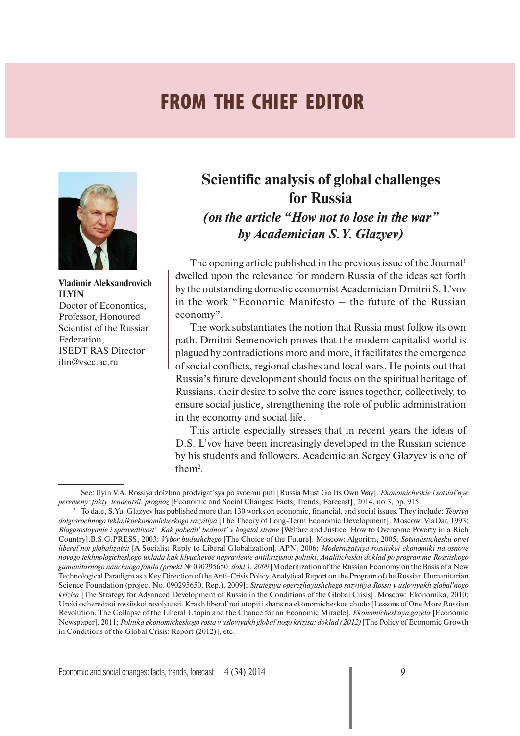# FROM THE CHIEF EDITOR

**Vladimir Aleksandrovich ILYIN**
Doctor of Economics, Professor, Honoured Scientist of the Russian Federation,
ISEDT RAS Director
ilin@vscc.ac.ru

## Scientific analysis of global challenges for Russia

### *(on the article "How not to lose in the war" by Academician S.Y. Glazyev)*

The opening article published in the previous issue of the Journal[1] dwelled upon the relevance for modern Russia of the ideas set forth by the outstanding domestic economist Academician Dmitrii S. L'vov in the work "Economic Manifesto – the future of the Russian economy".

The work substantiates the notion that Russia must follow its own path. Dmitrii Semenovich proves that the modern capitalist world is plagued by contradictions more and more, it facilitates the emergence of social conflicts, regional clashes and local wars. He points out that Russia's future development should focus on the spiritual heritage of Russians, their desire to solve the core issues together, collectively, to ensure social justice, strengthening the role of public administration in the economy and social life.

This article especially stresses that in recent years the ideas of D.S. L'vov have been increasingly developed in the Russian science by his students and followers. Academician Sergey Glazyev is one of them[2].

---

[1] See: Ilyin V.A. Rossiya dolzhna prodvigat'sya po svoemu puti [Russia Must Go Its Own Way]. *Ekonomicheskie i sotsial'nye peremeny: fakty, tendentsii, prognoz* [Economic and Social Changes: Facts, Trends, Forecast], 2014, no.3, pp. 915.

[2] To date, S.Yu. Glazyev has published more than 130 works on economic, financial, and social issues. They include: *Teoriya dolgosrochnogo tekhnikoekonomicheskogo razvitiya* [The Theory of Long-Term Economic Development]. Moscow: VlaDar, 1993; *Blagosostoyanie i spravedlivost'. Kak pobedit' bednost' v bogatoi strane* [Welfare and Justice. How to Overcome Poverty in a Rich Country].B.S.G.PRESS, 2003; *Vybor budushchego* [The Choice of the Future]. Moscow: Algoritm, 2005; *Sotsialisticheskii otvet liberal'noi globalizatsii* [A Socialist Reply to Liberal Globalization]. APN, 2006; *Modernizatsiya rossiiskoi ekonomiki na osnove novogo tekhnologicheskogo uklada kak klyuchevoe napravlenie antikrizisnoi politiki. Analiticheskii doklad po programme Rossiiskogo gumanitarnogo nauchnogo fonda (proekt* № 090295650. *dokl.). 2009* [Modernization of the Russian Economy on the Basis of a New Technological Paradigm as a Key Direction of the Anti-Crisis Policy. Analytical Report on the Program of the Russian Humanitarian Science Foundation (project No. 090295650. Rep.). 2009]; *Strategiya operezhayushchego razvitiya Rossii v usloviyakh global'nogo krizisa* [The Strategy for Advanced Development of Russia in the Conditions of the Global Crisis]. Moscow: Ekonomika, 2010; Uroki ocherednoi rossiiskoi revolyutsii. Krakh liberal'noi utopii i shans na ekonomicheskoe chudo [Lessons of One More Russian Revolution. The Collapse of the Liberal Utopia and the Chance for an Economic Miracle]. *Ekonomicheskaya gazeta* [Economic Newspaper], 2011; *Politika ekonomicheskogo rosta v usloviyakh global'nogo krizisa: doklad (2012)* [The Policy of Economic Growth in Conditions of the Global Crisis: Report (2012)], etc.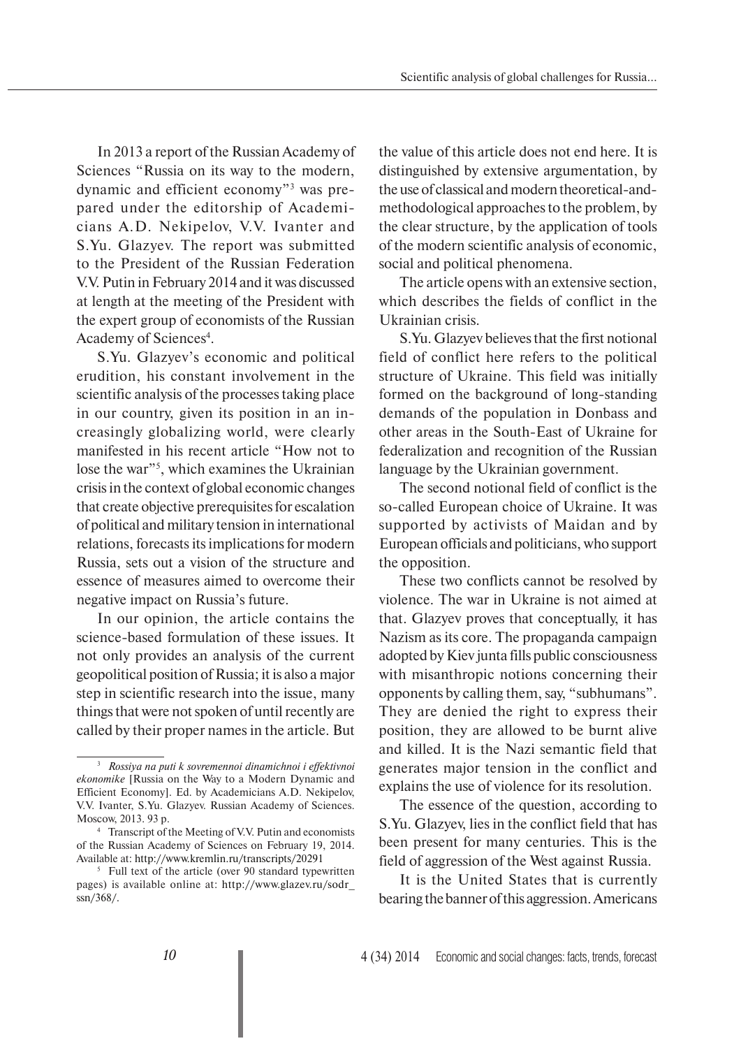In 2013 a report of the Russian Academy of Sciences "Russia on its way to the modern, dynamic and efficient economy"[3] was prepared under the editorship of Academicians A.D. Nekipelov, V.V. Ivanter and S.Yu. Glazyev. The report was submitted to the President of the Russian Federation V.V. Putin in February 2014 and it was discussed at length at the meeting of the President with the expert group of economists of the Russian Academy of Sciences[4].

S.Yu. Glazyev's economic and political erudition, his constant involvement in the scientific analysis of the processes taking place in our country, given its position in an increasingly globalizing world, were clearly manifested in his recent article "How not to lose the war"[5], which examines the Ukrainian crisis in the context of global economic changes that create objective prerequisites for escalation of political and military tension in international relations, forecasts its implications for modern Russia, sets out a vision of the structure and essence of measures aimed to overcome their negative impact on Russia's future.

In our opinion, the article contains the science-based formulation of these issues. It not only provides an analysis of the current geopolitical position of Russia; it is also a major step in scientific research into the issue, many things that were not spoken of until recently are called by their proper names in the article. But the value of this article does not end here. It is distinguished by extensive argumentation, by the use of classical and modern theoretical-and-methodological approaches to the problem, by the clear structure, by the application of tools of the modern scientific analysis of economic, social and political phenomena.

The article opens with an extensive section, which describes the fields of conflict in the Ukrainian crisis.

S.Yu. Glazyev believes that the first notional field of conflict here refers to the political structure of Ukraine. This field was initially formed on the background of long-standing demands of the population in Donbass and other areas in the South-East of Ukraine for federalization and recognition of the Russian language by the Ukrainian government.

The second notional field of conflict is the so-called European choice of Ukraine. It was supported by activists of Maidan and by European officials and politicians, who support the opposition.

These two conflicts cannot be resolved by violence. The war in Ukraine is not aimed at that. Glazyev proves that conceptually, it has Nazism as its core. The propaganda campaign adopted by Kiev junta fills public consciousness with misanthropic notions concerning their opponents by calling them, say, "subhumans". They are denied the right to express their position, they are allowed to be burnt alive and killed. It is the Nazi semantic field that generates major tension in the conflict and explains the use of violence for its resolution.

The essence of the question, according to S.Yu. Glazyev, lies in the conflict field that has been present for many centuries. This is the field of aggression of the West against Russia.

It is the United States that is currently bearing the banner of this aggression. Americans

---

[3] *Rossiya na puti k sovremennoi dinamichnoi i effektivnoi ekonomike* [Russia on the Way to a Modern Dynamic and Efficient Economy]. Ed. by Academicians A.D. Nekipelov, V.V. Ivanter, S.Yu. Glazyev. Russian Academy of Sciences. Moscow, 2013. 93 p.

[4] Transcript of the Meeting of V.V. Putin and economists of the Russian Academy of Sciences on February 19, 2014. Available at: http://www.kremlin.ru/transcripts/20291

[5] Full text of the article (over 90 standard typewritten pages) is available online at: http://www.glazev.ru/sodr_ssn/368/.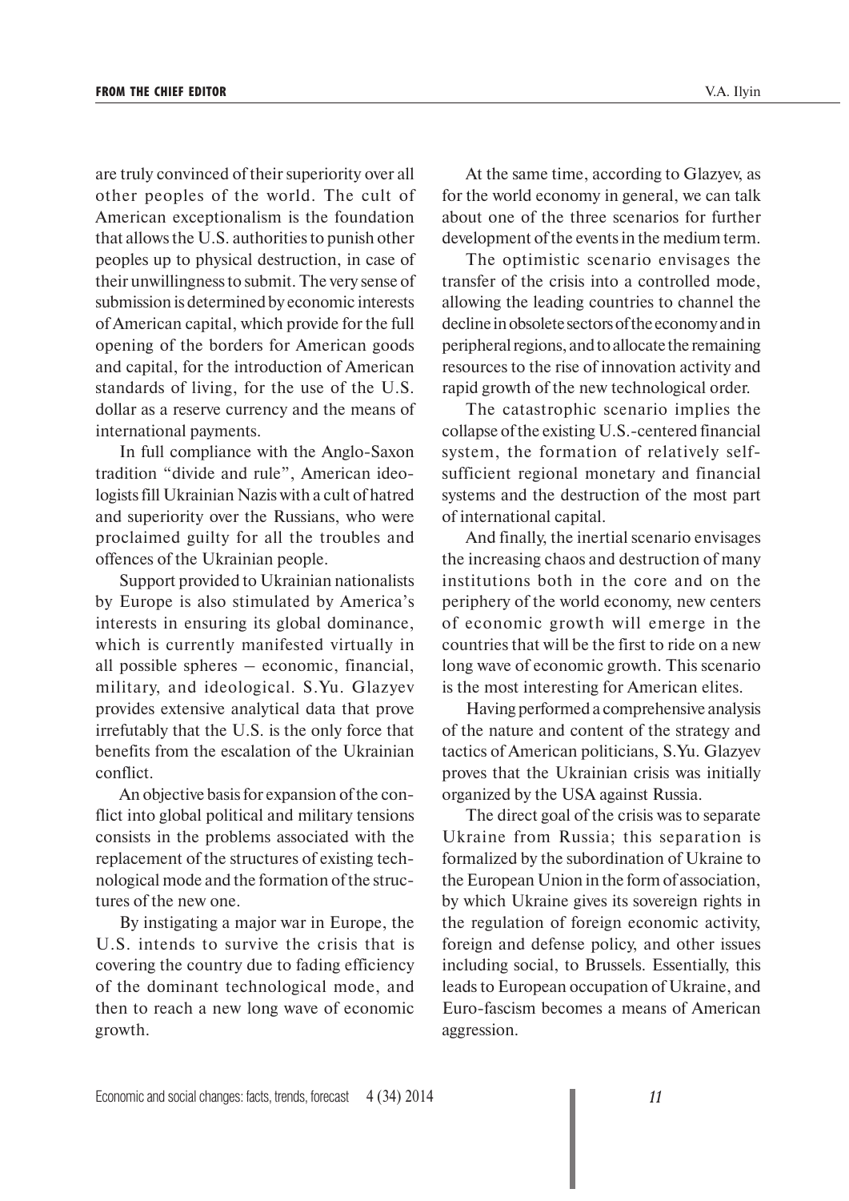are truly convinced of their superiority over all other peoples of the world. The cult of American exceptionalism is the foundation that allows the U.S. authorities to punish other peoples up to physical destruction, in case of their unwillingness to submit. The very sense of submission is determined by economic interests of American capital, which provide for the full opening of the borders for American goods and capital, for the introduction of American standards of living, for the use of the U.S. dollar as a reserve currency and the means of international payments.

In full compliance with the Anglo-Saxon tradition "divide and rule", American ideologists fill Ukrainian Nazis with a cult of hatred and superiority over the Russians, who were proclaimed guilty for all the troubles and offences of the Ukrainian people.

Support provided to Ukrainian nationalists by Europe is also stimulated by America's interests in ensuring its global dominance, which is currently manifested virtually in all possible spheres – economic, financial, military, and ideological. S.Yu. Glazyev provides extensive analytical data that prove irrefutably that the U.S. is the only force that benefits from the escalation of the Ukrainian conflict.

An objective basis for expansion of the conflict into global political and military tensions consists in the problems associated with the replacement of the structures of existing technological mode and the formation of the structures of the new one.

By instigating a major war in Europe, the U.S. intends to survive the crisis that is covering the country due to fading efficiency of the dominant technological mode, and then to reach a new long wave of economic growth.

At the same time, according to Glazyev, as for the world economy in general, we can talk about one of the three scenarios for further development of the events in the medium term.

The optimistic scenario envisages the transfer of the crisis into a controlled mode, allowing the leading countries to channel the decline in obsolete sectors of the economy and in peripheral regions, and to allocate the remaining resources to the rise of innovation activity and rapid growth of the new technological order.

The catastrophic scenario implies the collapse of the existing U.S.-centered financial system, the formation of relatively self-sufficient regional monetary and financial systems and the destruction of the most part of international capital.

And finally, the inertial scenario envisages the increasing chaos and destruction of many institutions both in the core and on the periphery of the world economy, new centers of economic growth will emerge in the countries that will be the first to ride on a new long wave of economic growth. This scenario is the most interesting for American elites.

Having performed a comprehensive analysis of the nature and content of the strategy and tactics of American politicians, S.Yu. Glazyev proves that the Ukrainian crisis was initially organized by the USA against Russia.

The direct goal of the crisis was to separate Ukraine from Russia; this separation is formalized by the subordination of Ukraine to the European Union in the form of association, by which Ukraine gives its sovereign rights in the regulation of foreign economic activity, foreign and defense policy, and other issues including social, to Brussels. Essentially, this leads to European occupation of Ukraine, and Euro-fascism becomes a means of American aggression.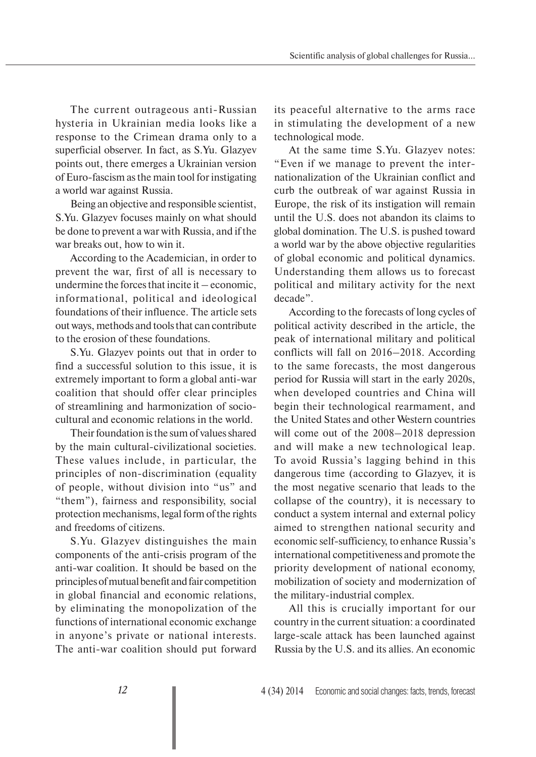The current outrageous anti-Russian hysteria in Ukrainian media looks like a response to the Crimean drama only to a superficial observer. In fact, as S.Yu. Glazyev points out, there emerges a Ukrainian version of Euro-fascism as the main tool for instigating a world war against Russia.

Being an objective and responsible scientist, S.Yu. Glazyev focuses mainly on what should be done to prevent a war with Russia, and if the war breaks out, how to win it.

According to the Academician, in order to prevent the war, first of all is necessary to undermine the forces that incite it – economic, informational, political and ideological foundations of their influence. The article sets out ways, methods and tools that can contribute to the erosion of these foundations.

S.Yu. Glazyev points out that in order to find a successful solution to this issue, it is extremely important to form a global anti-war coalition that should offer clear principles of streamlining and harmonization of socio-cultural and economic relations in the world.

Their foundation is the sum of values shared by the main cultural-civilizational societies. These values include, in particular, the principles of non-discrimination (equality of people, without division into "us" and "them"), fairness and responsibility, social protection mechanisms, legal form of the rights and freedoms of citizens.

S.Yu. Glazyev distinguishes the main components of the anti-crisis program of the anti-war coalition. It should be based on the principles of mutual benefit and fair competition in global financial and economic relations, by eliminating the monopolization of the functions of international economic exchange in anyone's private or national interests. The anti-war coalition should put forward its peaceful alternative to the arms race in stimulating the development of a new technological mode.

At the same time S.Yu. Glazyev notes: "Even if we manage to prevent the internationalization of the Ukrainian conflict and curb the outbreak of war against Russia in Europe, the risk of its instigation will remain until the U.S. does not abandon its claims to global domination. The U.S. is pushed toward a world war by the above objective regularities of global economic and political dynamics. Understanding them allows us to forecast political and military activity for the next decade".

According to the forecasts of long cycles of political activity described in the article, the peak of international military and political conflicts will fall on 2016–2018. According to the same forecasts, the most dangerous period for Russia will start in the early 2020s, when developed countries and China will begin their technological rearmament, and the United States and other Western countries will come out of the 2008–2018 depression and will make a new technological leap. To avoid Russia's lagging behind in this dangerous time (according to Glazyev, it is the most negative scenario that leads to the collapse of the country), it is necessary to conduct a system internal and external policy aimed to strengthen national security and economic self-sufficiency, to enhance Russia's international competitiveness and promote the priority development of national economy, mobilization of society and modernization of the military-industrial complex.

All this is crucially important for our country in the current situation: a coordinated large-scale attack has been launched against Russia by the U.S. and its allies. An economic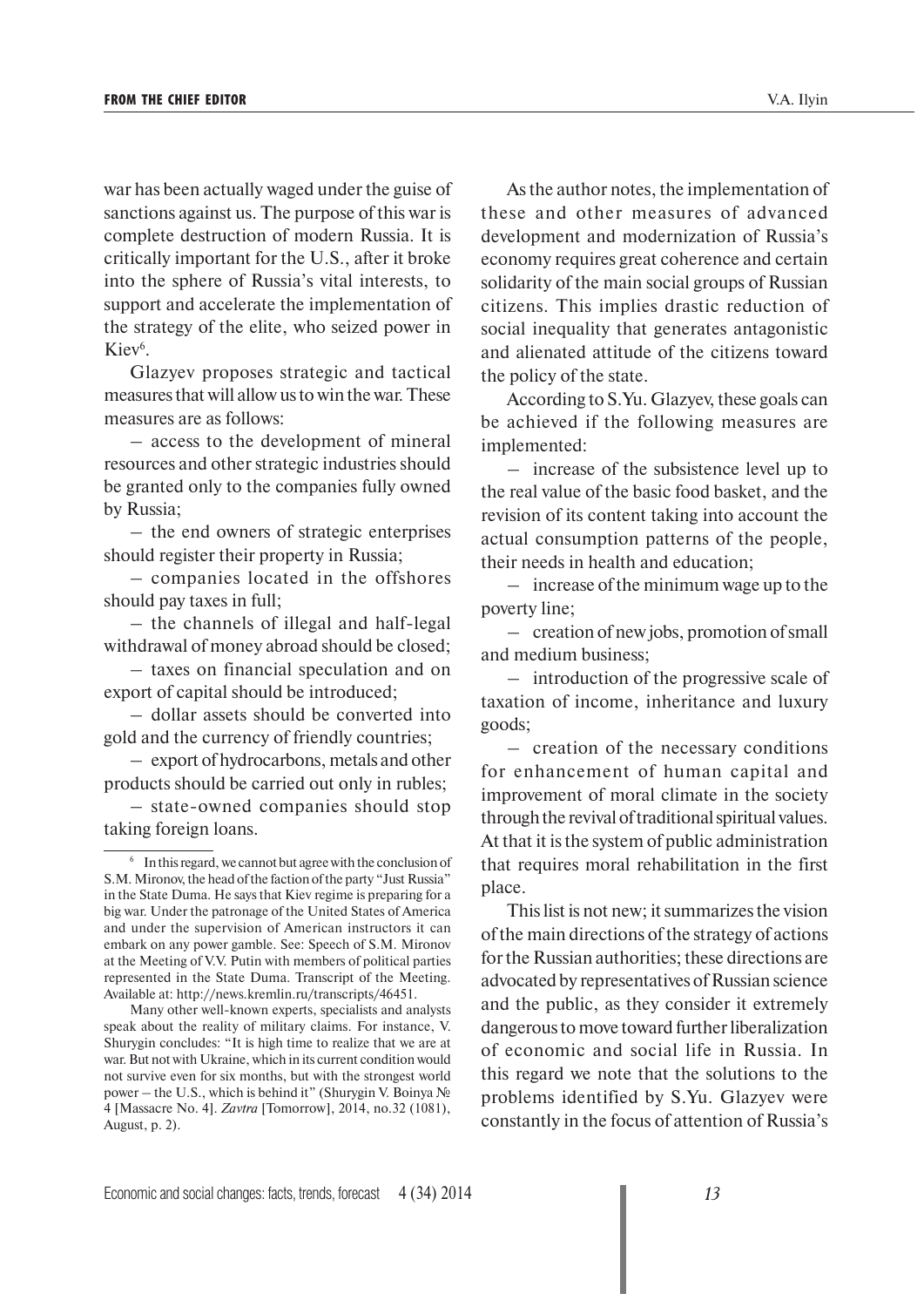war has been actually waged under the guise of sanctions against us. The purpose of this war is complete destruction of modern Russia. It is critically important for the U.S., after it broke into the sphere of Russia's vital interests, to support and accelerate the implementation of the strategy of the elite, who seized power in Kiev[6].

Glazyev proposes strategic and tactical measures that will allow us to win the war. These measures are as follows:

– access to the development of mineral resources and other strategic industries should be granted only to the companies fully owned by Russia;

– the end owners of strategic enterprises should register their property in Russia;

– companies located in the offshores should pay taxes in full;

– the channels of illegal and half-legal withdrawal of money abroad should be closed;

– taxes on financial speculation and on export of capital should be introduced;

– dollar assets should be converted into gold and the currency of friendly countries;

– export of hydrocarbons, metals and other products should be carried out only in rubles;

– state-owned companies should stop taking foreign loans.

As the author notes, the implementation of these and other measures of advanced development and modernization of Russia's economy requires great coherence and certain solidarity of the main social groups of Russian citizens. This implies drastic reduction of social inequality that generates antagonistic and alienated attitude of the citizens toward the policy of the state.

According to S.Yu. Glazyev, these goals can be achieved if the following measures are implemented:

– increase of the subsistence level up to the real value of the basic food basket, and the revision of its content taking into account the actual consumption patterns of the people, their needs in health and education;

– increase of the minimum wage up to the poverty line;

– creation of new jobs, promotion of small and medium business;

– introduction of the progressive scale of taxation of income, inheritance and luxury goods;

– creation of the necessary conditions for enhancement of human capital and improvement of moral climate in the society through the revival of traditional spiritual values. At that it is the system of public administration that requires moral rehabilitation in the first place.

This list is not new; it summarizes the vision of the main directions of the strategy of actions for the Russian authorities; these directions are advocated by representatives of Russian science and the public, as they consider it extremely dangerous to move toward further liberalization of economic and social life in Russia. In this regard we note that the solutions to the problems identified by S.Yu. Glazyev were constantly in the focus of attention of Russia's

---

[6] In this regard, we cannot but agree with the conclusion of S.M. Mironov, the head of the faction of the party "Just Russia" in the State Duma. He says that Kiev regime is preparing for a big war. Under the patronage of the United States of America and under the supervision of American instructors it can embark on any power gamble. See: Speech of S.M. Mironov at the Meeting of V.V. Putin with members of political parties represented in the State Duma. Transcript of the Meeting. Available at: http://news.kremlin.ru/transcripts/46451.

Many other well-known experts, specialists and analysts speak about the reality of military claims. For instance, V. Shurygin concludes: "It is high time to realize that we are at war. But not with Ukraine, which in its current condition would not survive even for six months, but with the strongest world power – the U.S., which is behind it" (Shurygin V. Boinya № 4 [Massacre No. 4]. *Zavtra* [Tomorrow], 2014, no.32 (1081), August, p. 2).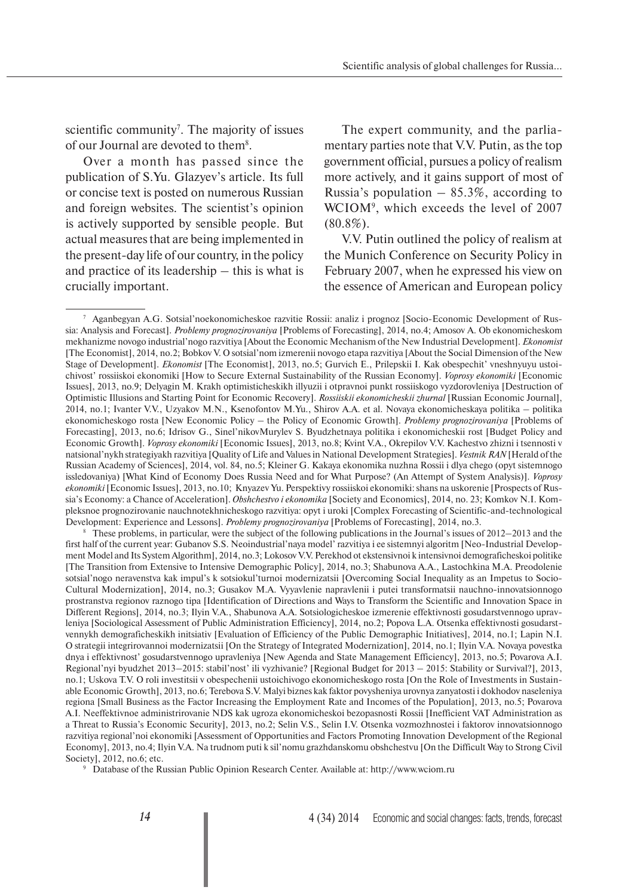scientific community[7]. The majority of issues of our Journal are devoted to them[8].

Over a month has passed since the publication of S.Yu. Glazyev's article. Its full or concise text is posted on numerous Russian and foreign websites. The scientist's opinion is actively supported by sensible people. But actual measures that are being implemented in the present-day life of our country, in the policy and practice of its leadership – this is what is crucially important.

The expert community, and the parliamentary parties note that V.V. Putin, as the top government official, pursues a policy of realism more actively, and it gains support of most of Russia's population – 85.3%, according to WCIOM[9], which exceeds the level of 2007 (80.8%).

V.V. Putin outlined the policy of realism at the Munich Conference on Security Policy in February 2007, when he expressed his view on the essence of American and European policy

---

[7] Aganbegyan A.G. Sotsial'noekonomicheskoe razvitie Rossii: analiz i prognoz [Socio-Economic Development of Russia: Analysis and Forecast]. *Problemy prognozirovaniya* [Problems of Forecasting], 2014, no.4; Amosov A. Ob ekonomicheskom mekhanizme novogo industrial'nogo razvitiya [About the Economic Mechanism of the New Industrial Development]. *Ekonomist* [The Economist], 2014, no.2; Bobkov V. O sotsial'nom izmerenii novogo etapa razvitiya [About the Social Dimension of the New Stage of Development]. *Ekonomist* [The Economist], 2013, no.5; Gurvich E., Prilepskii I. Kak obespechit' vneshnyuyu ustoichivost' rossiiskoi ekonomiki [How to Secure External Sustainability of the Russian Economy]. *Voprosy ekonomiki* [Economic Issues], 2013, no.9; Delyagin M. Krakh optimisticheskikh illyuzii i otpravnoi punkt rossiiskogo vyzdorovleniya [Destruction of Optimistic Illusions and Starting Point for Economic Recovery]. *Rossiiskii ekonomicheskii zhurnal* [Russian Economic Journal], 2014, no.1; Ivanter V.V., Uzyakov M.N., Ksenofontov M.Yu., Shirov A.A. et al. Novaya ekonomicheskaya politika – politika ekonomicheskogo rosta [New Economic Policy – the Policy of Economic Growth]. *Problemy prognozirovaniya* [Problems of Forecasting], 2013, no.6; Idrisov G., Sinel'nikovMurylev S. Byudzhetnaya politika i ekonomicheskii rost [Budget Policy and Economic Growth]. *Voprosy ekonomiki* [Economic Issues], 2013, no.8; Kvint V.A., Okrepilov V.V. Kachestvo zhizni i tsennosti v natsional'nykh strategiyakh razvitiya [Quality of Life and Values in National Development Strategies]. *Vestnik RAN* [Herald of the Russian Academy of Sciences], 2014, vol. 84, no.5; Kleiner G. Kakaya ekonomika nuzhna Rossii i dlya chego (opyt sistemnogo issledovaniya) [What Kind of Economy Does Russia Need and for What Purpose? (An Attempt of System Analysis)]. *Voprosy ekonomiki* [Economic Issues], 2013, no.10; Knyazev Yu. Perspektivy rossiiskoi ekonomiki: shans na uskorenie [Prospects of Russia's Economy: a Chance of Acceleration]. *Obshchestvo i ekonomika* [Society and Economics], 2014, no. 23; Komkov N.I. Kompleksnoe prognozirovanie nauchnotekhnicheskogo razvitiya: opyt i uroki [Complex Forecasting of Scientific-and-technological Development: Experience and Lessons]. *Problemy prognozirovaniya* [Problems of Forecasting], 2014, no.3.

[8] These problems, in particular, were the subject of the following publications in the Journal's issues of 2012–2013 and the first half of the current year: Gubanov S.S. Neoindustrial'naya model' razvitiya i ee sistemnyi algoritm [Neo-Industrial Development Model and Its System Algorithm], 2014, no.3; Lokosov V.V. Perekhod ot ekstensivnoi k intensivnoi demograficheskoi politike [The Transition from Extensive to Intensive Demographic Policy], 2014, no.3; Shabunova A.A., Lastochkina M.A. Preodolenie sotsial'nogo neravenstva kak impul's k sotsiokul'turnoi modernizatsii [Overcoming Social Inequality as an Impetus to Socio-Cultural Modernization], 2014, no.3; Gusakov M.A. Vyyavlenie napravlenii i putei transformatsii nauchno-innovatsionnogo prostranstva regionov raznogo tipa [Identification of Directions and Ways to Transform the Scientific and Innovation Space in Different Regions], 2014, no.3; Ilyin V.A., Shabunova A.A. Sotsiologicheskoe izmerenie effektivnosti gosudarstvennogo upravleniya [Sociological Assessment of Public Administration Efficiency], 2014, no.2; Popova L.A. Otsenka effektivnosti gosudarstvennykh demograficheskikh initsiativ [Evaluation of Efficiency of the Public Demographic Initiatives], 2014, no.1; Lapin N.I. O strategii integrirovannoi modernizatsii [On the Strategy of Integrated Modernization], 2014, no.1; Ilyin V.A. Novaya povestka dnya i effektivnost' gosudarstvennogo upravleniya [New Agenda and State Management Efficiency], 2013, no.5; Povarova A.I. Regional'nyi byudzhet 2013–2015: stabil'nost' ili vyzhivanie? [Regional Budget for 2013 – 2015: Stability or Survival?], 2013, no.1; Uskova T.V. O roli investitsii v obespechenii ustoichivogo ekonomicheskogo rosta [On the Role of Investments in Sustainable Economic Growth], 2013, no.6; Terebova S.V. Malyi biznes kak faktor povysheniya urovnya zanyatosti i dokhodov naseleniya regiona [Small Business as the Factor Increasing the Employment Rate and Incomes of the Population], 2013, no.5; Povarova A.I. Neeffektivnoe administrirovanie NDS kak ugroza ekonomicheskoi bezopasnosti Rossii [Inefficient VAT Administration as a Threat to Russia's Economic Security], 2013, no.2; Selin V.S., Selin I.V. Otsenka vozmozhnostei i faktorov innovatsionnogo razvitiya regional'noi ekonomiki [Assessment of Opportunities and Factors Promoting Innovation Development of the Regional Economy], 2013, no.4; Ilyin V.A. Na trudnom puti k sil'nomu grazhdanskomu obshchestvu [On the Difficult Way to Strong Civil Society], 2012, no.6; etc.

[9] Database of the Russian Public Opinion Research Center. Available at: http://www.wciom.ru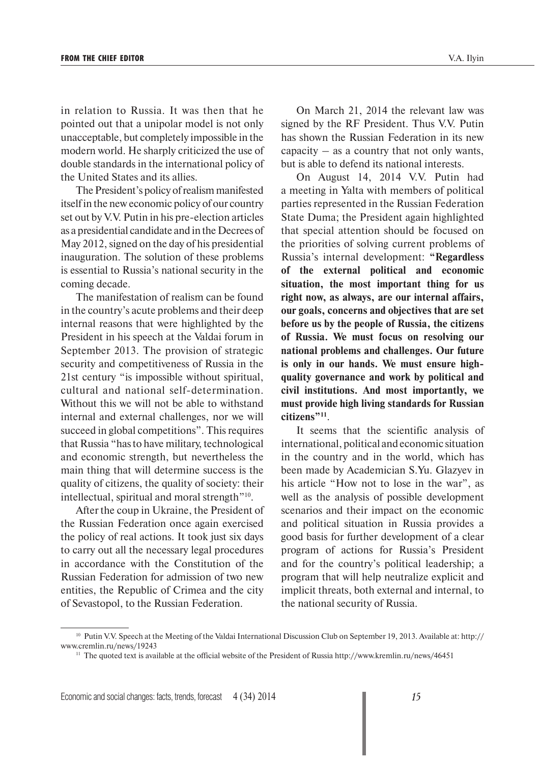in relation to Russia. It was then that he pointed out that a unipolar model is not only unacceptable, but completely impossible in the modern world. He sharply criticized the use of double standards in the international policy of the United States and its allies.

The President's policy of realism manifested itself in the new economic policy of our country set out by V.V. Putin in his pre-election articles as a presidential candidate and in the Decrees of May 2012, signed on the day of his presidential inauguration. The solution of these problems is essential to Russia's national security in the coming decade.

The manifestation of realism can be found in the country's acute problems and their deep internal reasons that were highlighted by the President in his speech at the Valdai forum in September 2013. The provision of strategic security and competitiveness of Russia in the 21st century "is impossible without spiritual, cultural and national self-determination. Without this we will not be able to withstand internal and external challenges, nor we will succeed in global competitions". This requires that Russia "has to have military, technological and economic strength, but nevertheless the main thing that will determine success is the quality of citizens, the quality of society: their intellectual, spiritual and moral strength"[10].

After the coup in Ukraine, the President of the Russian Federation once again exercised the policy of real actions. It took just six days to carry out all the necessary legal procedures in accordance with the Constitution of the Russian Federation for admission of two new entities, the Republic of Crimea and the city of Sevastopol, to the Russian Federation.

On March 21, 2014 the relevant law was signed by the RF President. Thus V.V. Putin has shown the Russian Federation in its new capacity – as a country that not only wants, but is able to defend its national interests.

On August 14, 2014 V.V. Putin had a meeting in Yalta with members of political parties represented in the Russian Federation State Duma; the President again highlighted that special attention should be focused on the priorities of solving current problems of Russia's internal development: **"Regardless of the external political and economic situation, the most important thing for us right now, as always, are our internal affairs, our goals, concerns and objectives that are set before us by the people of Russia, the citizens of Russia. We must focus on resolving our national problems and challenges. Our future is only in our hands. We must ensure high-quality governance and work by political and civil institutions. And most importantly, we must provide high living standards for Russian citizens"[11]**.

It seems that the scientific analysis of international, political and economic situation in the country and in the world, which has been made by Academician S.Yu. Glazyev in his article "How not to lose in the war", as well as the analysis of possible development scenarios and their impact on the economic and political situation in Russia provides a good basis for further development of a clear program of actions for Russia's President and for the country's political leadership; a program that will help neutralize explicit and implicit threats, both external and internal, to the national security of Russia.

---

[10] Putin V.V. Speech at the Meeting of the Valdai International Discussion Club on September 19, 2013. Available at: http://www.cremlin.ru/news/19243

[11] The quoted text is available at the official website of the President of Russia http://www.kremlin.ru/news/46451